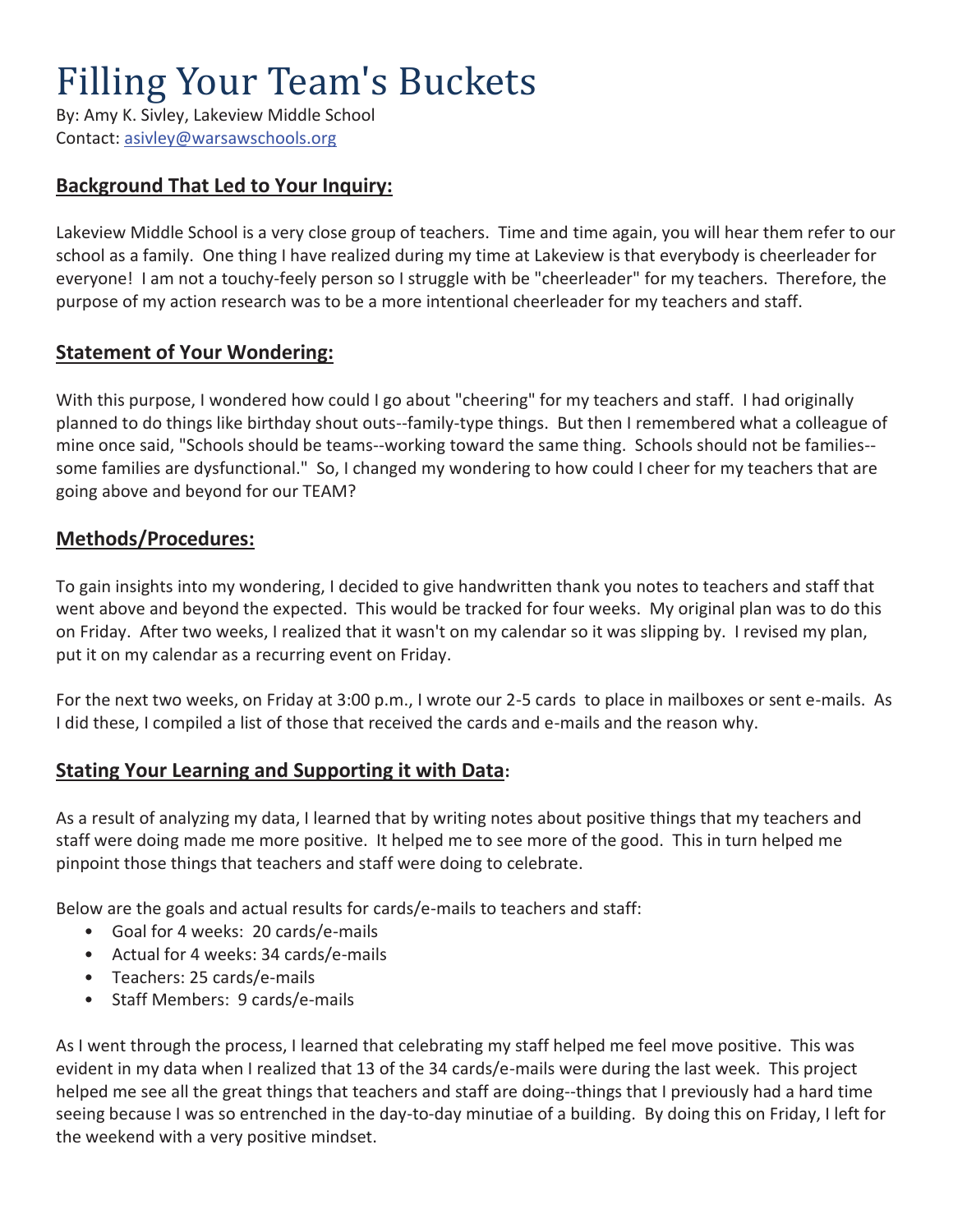# Filling Your Team's Buckets

By: Amy K. Sivley, Lakeview Middle School
Contact: asivley@warsawschools.org

## Background That Led to Your Inquiry:

Lakeview Middle School is a very close group of teachers. Time and time again, you will hear them refer to our school as a family. One thing I have realized during my time at Lakeview is that everybody is cheerleader for everyone! I am not a touchy-feely person so I struggle with be "cheerleader" for my teachers. Therefore, the purpose of my action research was to be a more intentional cheerleader for my teachers and staff.

## Statement of Your Wondering:

With this purpose, I wondered how could I go about "cheering" for my teachers and staff. I had originally planned to do things like birthday shout outs--family-type things. But then I remembered what a colleague of mine once said, "Schools should be teams--working toward the same thing. Schools should not be families--some families are dysfunctional." So, I changed my wondering to how could I cheer for my teachers that are going above and beyond for our TEAM?

## Methods/Procedures:

To gain insights into my wondering, I decided to give handwritten thank you notes to teachers and staff that went above and beyond the expected. This would be tracked for four weeks. My original plan was to do this on Friday. After two weeks, I realized that it wasn't on my calendar so it was slipping by. I revised my plan, put it on my calendar as a recurring event on Friday.

For the next two weeks, on Friday at 3:00 p.m., I wrote our 2-5 cards to place in mailboxes or sent e-mails. As I did these, I compiled a list of those that received the cards and e-mails and the reason why.

## Stating Your Learning and Supporting it with Data:

As a result of analyzing my data, I learned that by writing notes about positive things that my teachers and staff were doing made me more positive. It helped me to see more of the good. This in turn helped me pinpoint those things that teachers and staff were doing to celebrate.

Below are the goals and actual results for cards/e-mails to teachers and staff:

- Goal for 4 weeks: 20 cards/e-mails
- Actual for 4 weeks: 34 cards/e-mails
- Teachers: 25 cards/e-mails
- Staff Members: 9 cards/e-mails

As I went through the process, I learned that celebrating my staff helped me feel move positive. This was evident in my data when I realized that 13 of the 34 cards/e-mails were during the last week. This project helped me see all the great things that teachers and staff are doing--things that I previously had a hard time seeing because I was so entrenched in the day-to-day minutiae of a building. By doing this on Friday, I left for the weekend with a very positive mindset.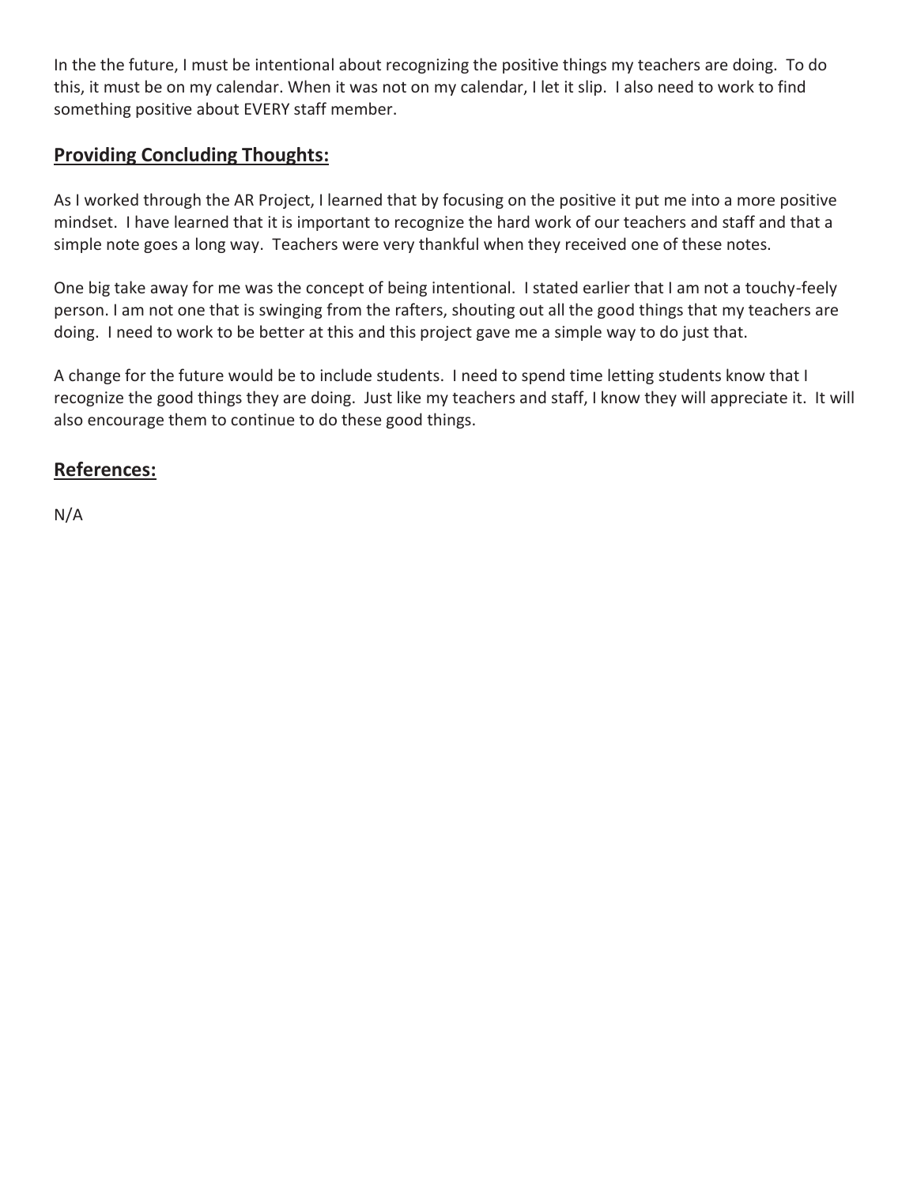In the the future, I must be intentional about recognizing the positive things my teachers are doing. To do this, it must be on my calendar. When it was not on my calendar, I let it slip. I also need to work to find something positive about EVERY staff member.

## Providing Concluding Thoughts:

As I worked through the AR Project, I learned that by focusing on the positive it put me into a more positive mindset. I have learned that it is important to recognize the hard work of our teachers and staff and that a simple note goes a long way. Teachers were very thankful when they received one of these notes.

One big take away for me was the concept of being intentional. I stated earlier that I am not a touchy-feely person. I am not one that is swinging from the rafters, shouting out all the good things that my teachers are doing. I need to work to be better at this and this project gave me a simple way to do just that.

A change for the future would be to include students. I need to spend time letting students know that I recognize the good things they are doing. Just like my teachers and staff, I know they will appreciate it. It will also encourage them to continue to do these good things.

## References:

N/A